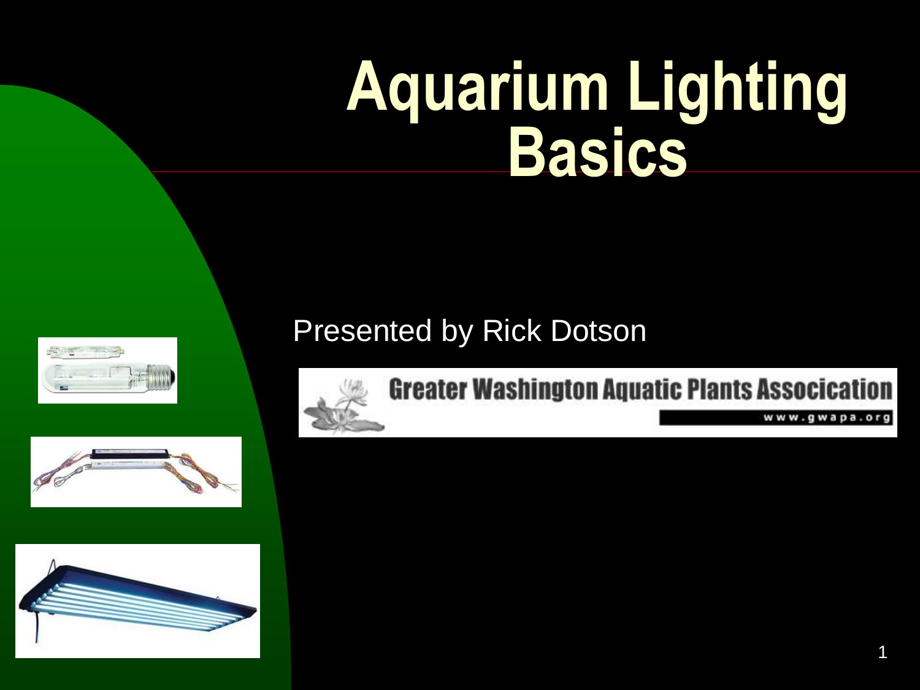# Aquarium Lighting Basics

Presented by Rick Dotson

Greater Washington Aquatic Plants Association

www.gwapa.org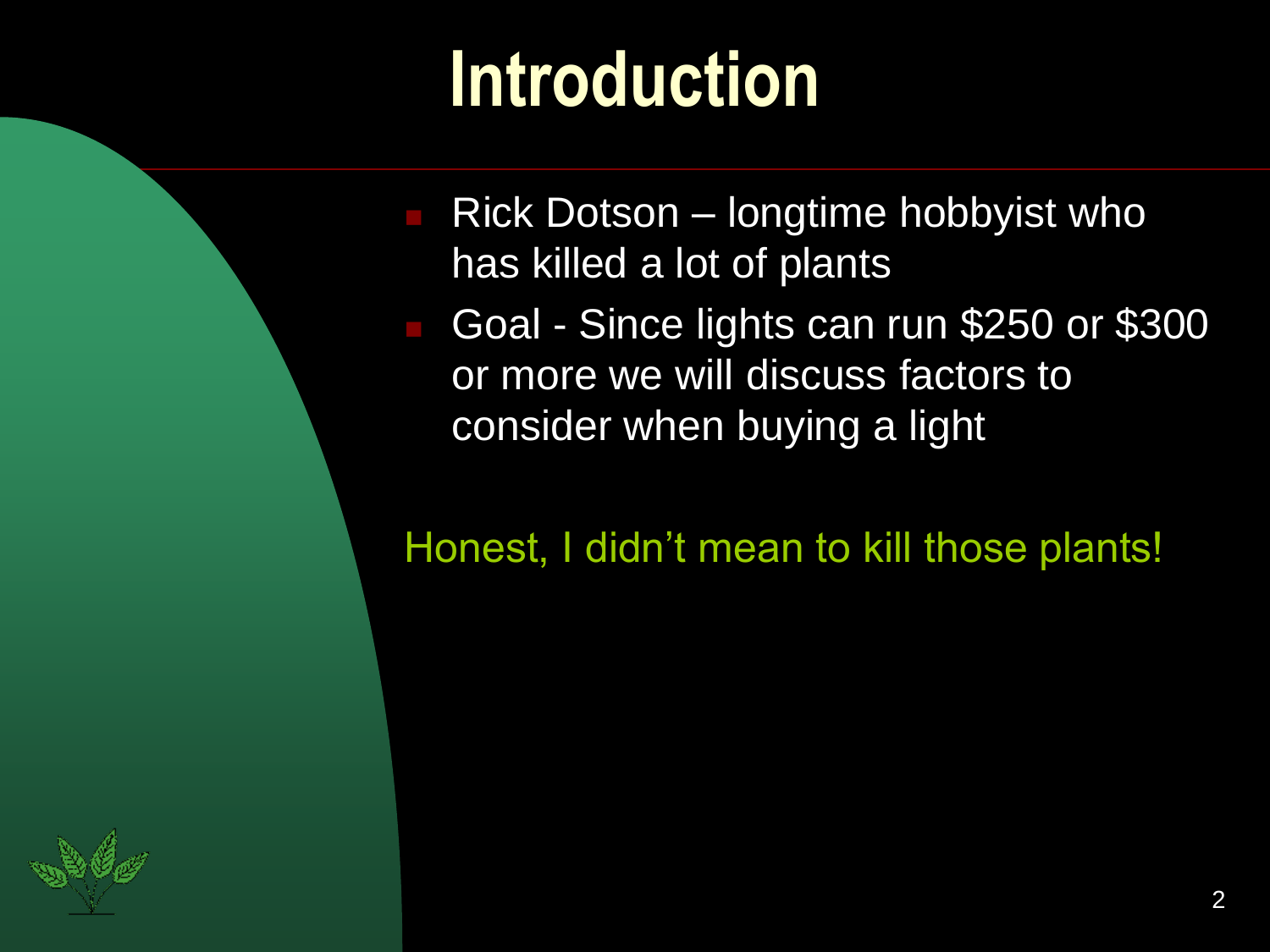# Introduction

- Rick Dotson – longtime hobbyist who has killed a lot of plants
- Goal - Since lights can run $250 or $300 or more we will discuss factors to consider when buying a light

Honest, I didn't mean to kill those plants!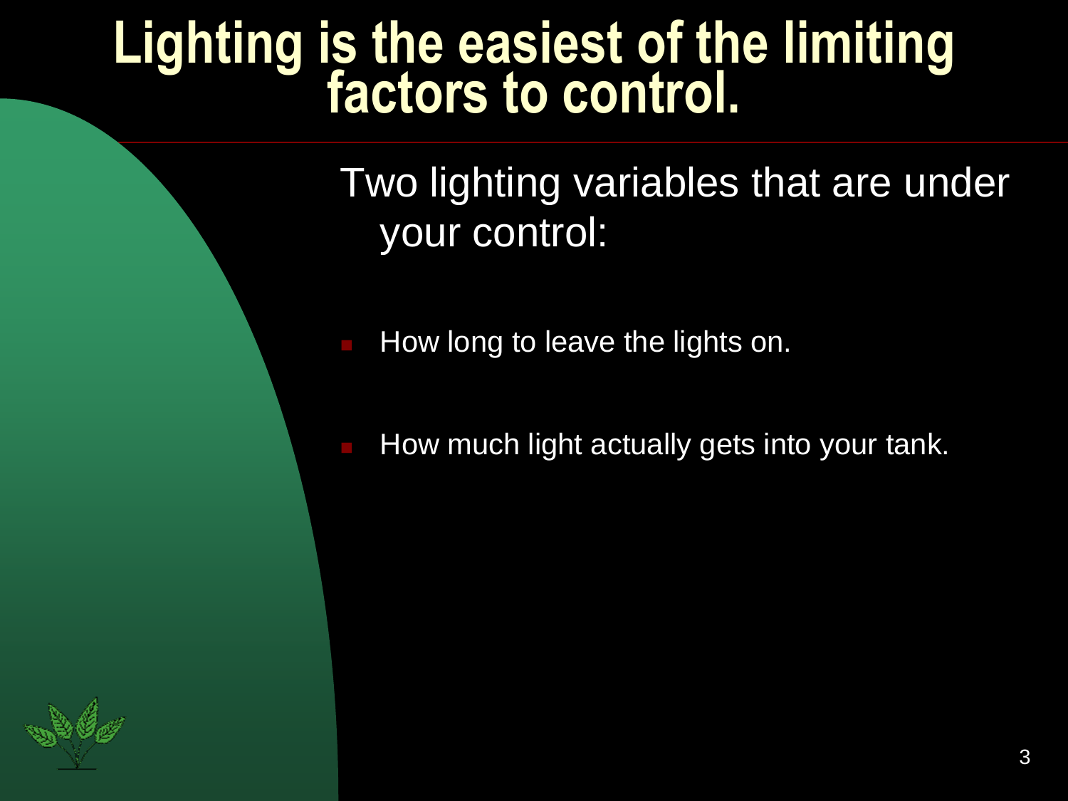# Lighting is the easiest of the limiting factors to control.

Two lighting variables that are under your control:

- How long to leave the lights on.
- How much light actually gets into your tank.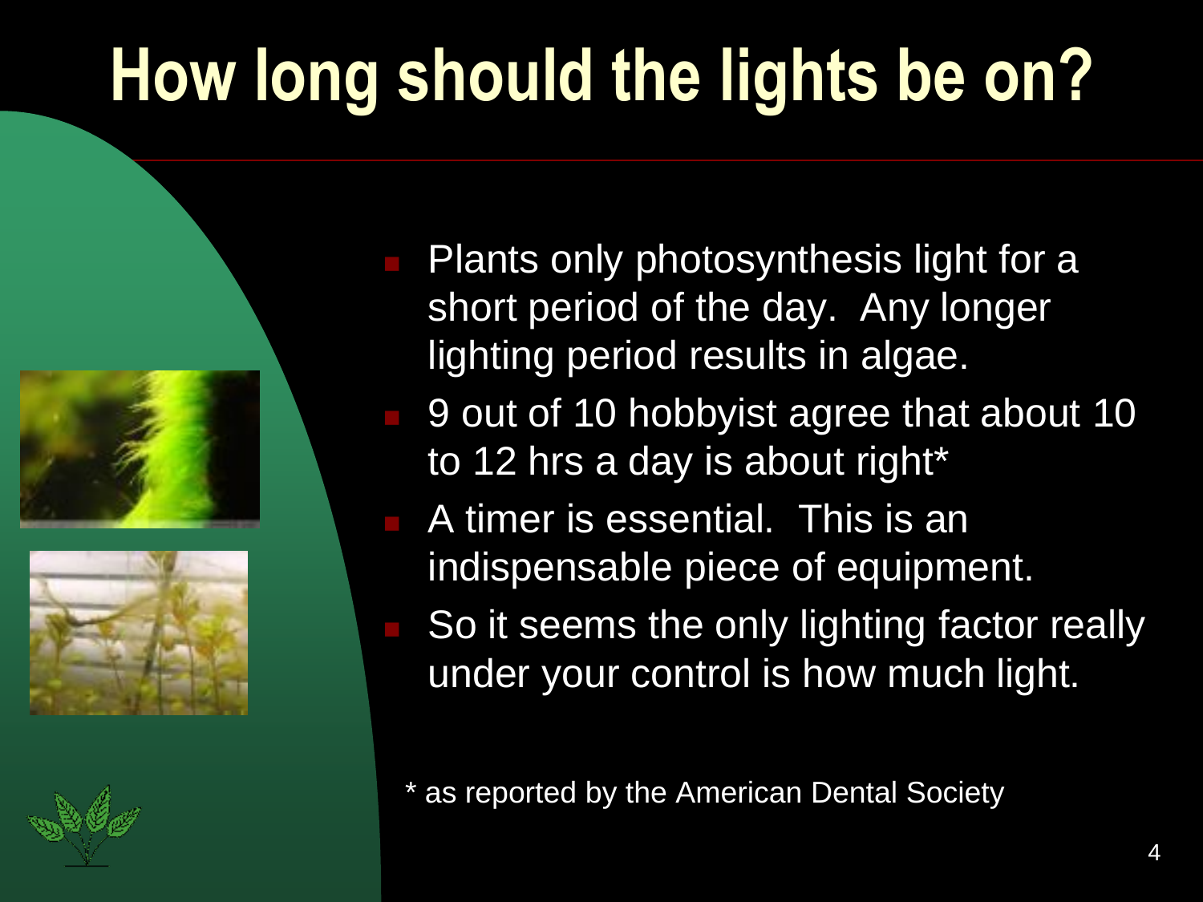# How long should the lights be on?

- Plants only photosynthesis light for a short period of the day. Any longer lighting period results in algae.
- 9 out of 10 hobbyist agree that about 10 to 12 hrs a day is about right*
- A timer is essential. This is an indispensable piece of equipment.
- So it seems the only lighting factor really under your control is how much light.

* as reported by the American Dental Society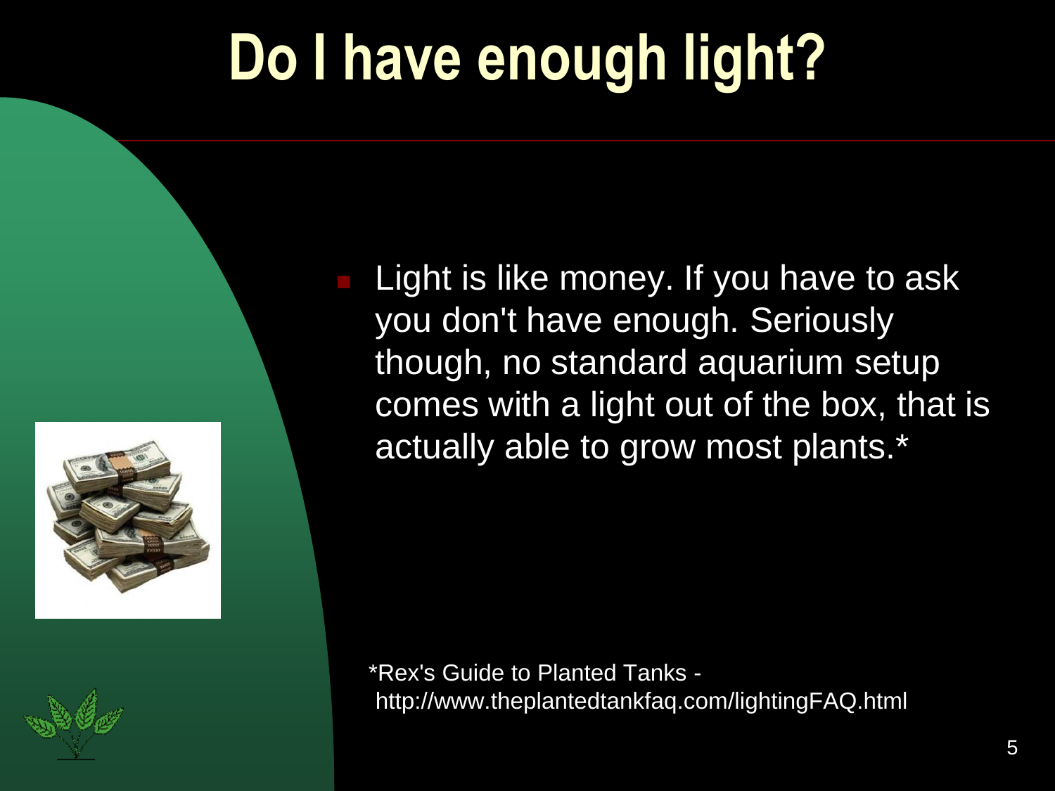# Do I have enough light?

- Light is like money. If you have to ask you don't have enough. Seriously though, no standard aquarium setup comes with a light out of the box, that is actually able to grow most plants.*

*Rex's Guide to Planted Tanks - http://www.theplantedtankfaq.com/lightingFAQ.html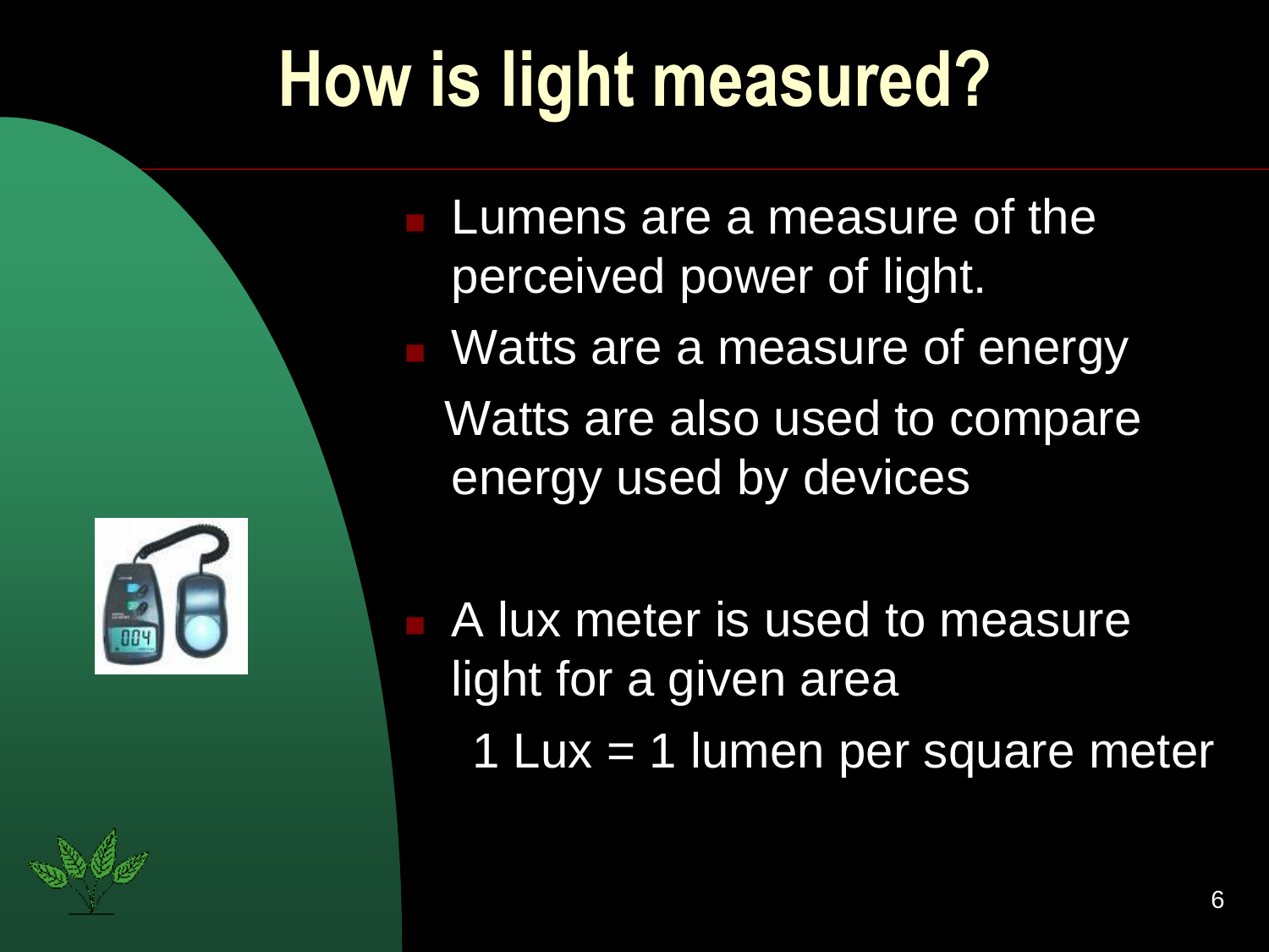# How is light measured?

- Lumens are a measure of the perceived power of light.
- Watts are a measure of energy

  Watts are also used to compare energy used by devices

- A lux meter is used to measure light for a given area

  1 Lux = 1 lumen per square meter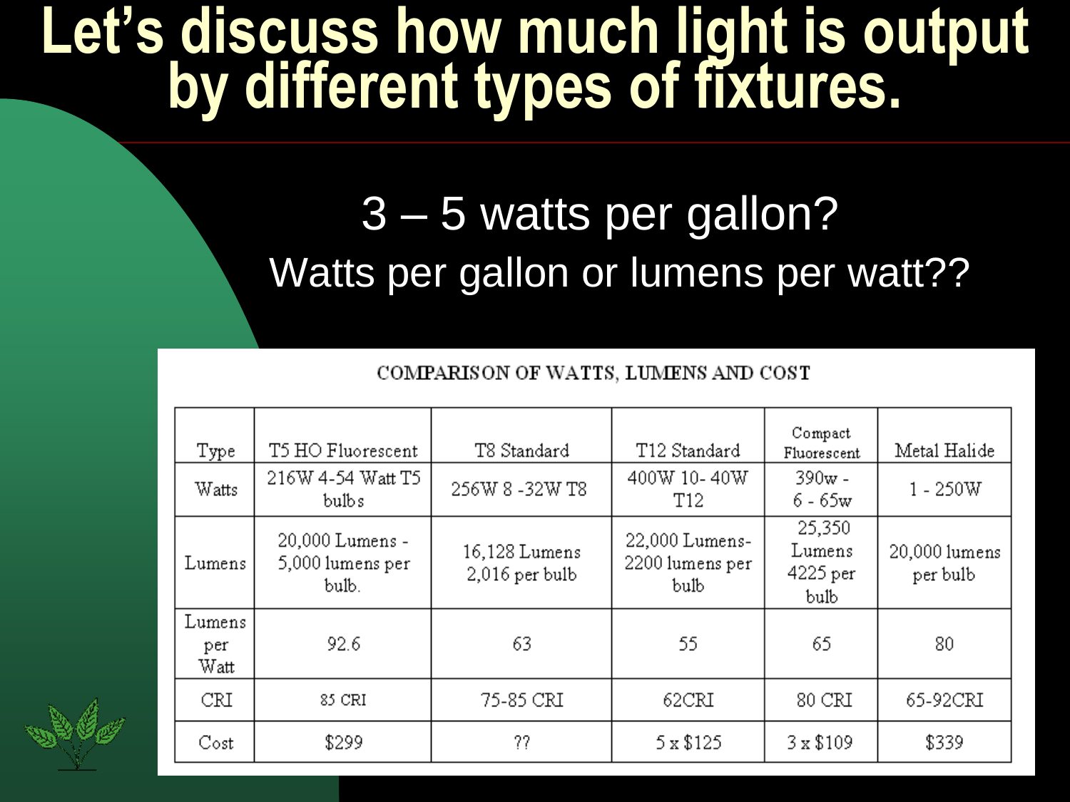# Let's discuss how much light is output by different types of fixtures.

3 – 5 watts per gallon?

Watts per gallon or lumens per watt??

COMPARISON OF WATTS, LUMENS AND COST

| Type | T5 HO Fluorescent | T8 Standard | T12 Standard | Compact Fluorescent | Metal Halide |
|---|---|---|---|---|---|
| Watts | 216W 4-54 Watt T5 bulbs | 256W 8 -32W T8 | 400W 10- 40W T12 | 390w - 6 - 65w | 1 - 250W |
| Lumens | 20,000 Lumens - 5,000 lumens per bulb. | 16,128 Lumens 2,016 per bulb | 22,000 Lumens- 2200 lumens per bulb | 25,350 Lumens 4225 per bulb | 20,000 lumens per bulb |
| Lumens per Watt | 92.6 | 63 | 55 | 65 | 80 |
| CRI | 85 CRI | 75-85 CRI | 62CRI | 80 CRI | 65-92CRI |
| Cost | $299 | ?? | 5 x $125 | 3 x $109 | $339 |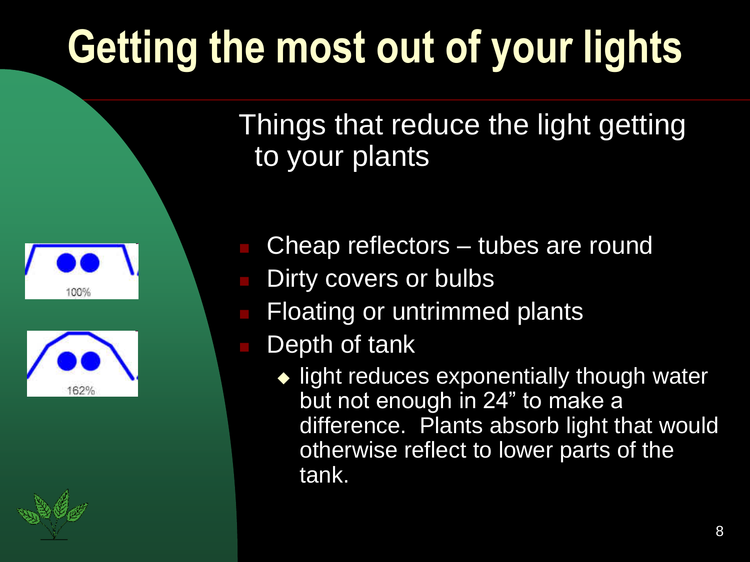# Getting the most out of your lights

Things that reduce the light getting to your plants

- Cheap reflectors – tubes are round
- Dirty covers or bulbs
- Floating or untrimmed plants
- Depth of tank
  - light reduces exponentially though water but not enough in 24” to make a difference. Plants absorb light that would otherwise reflect to lower parts of the tank.

100%

162%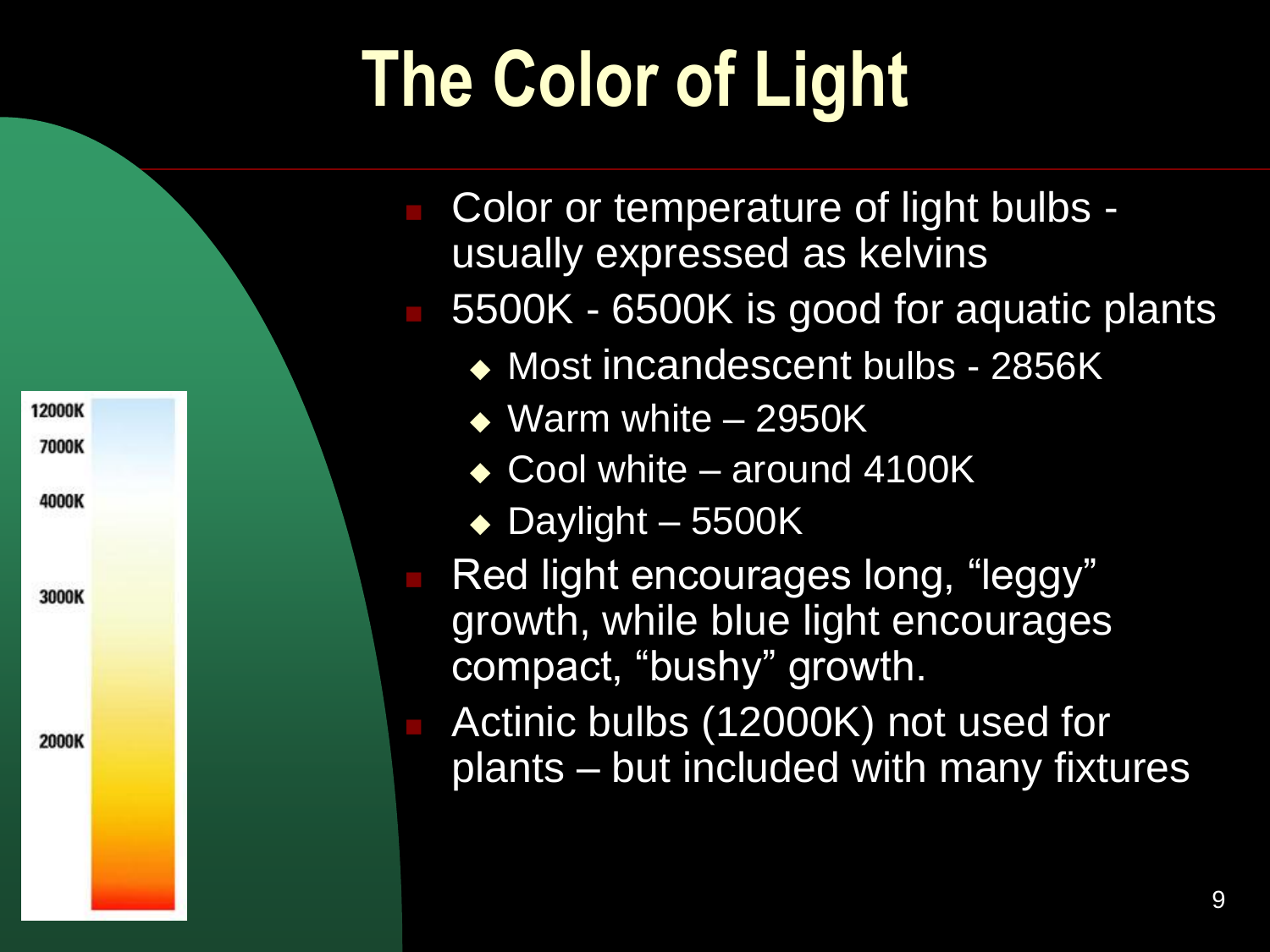# The Color of Light

- Color or temperature of light bulbs - usually expressed as kelvins
- 5500K - 6500K is good for aquatic plants
  - Most incandescent bulbs - 2856K
  - Warm white – 2950K
  - Cool white – around 4100K
  - Daylight – 5500K
- Red light encourages long, "leggy" growth, while blue light encourages compact, "bushy" growth.
- Actinic bulbs (12000K) not used for plants – but included with many fixtures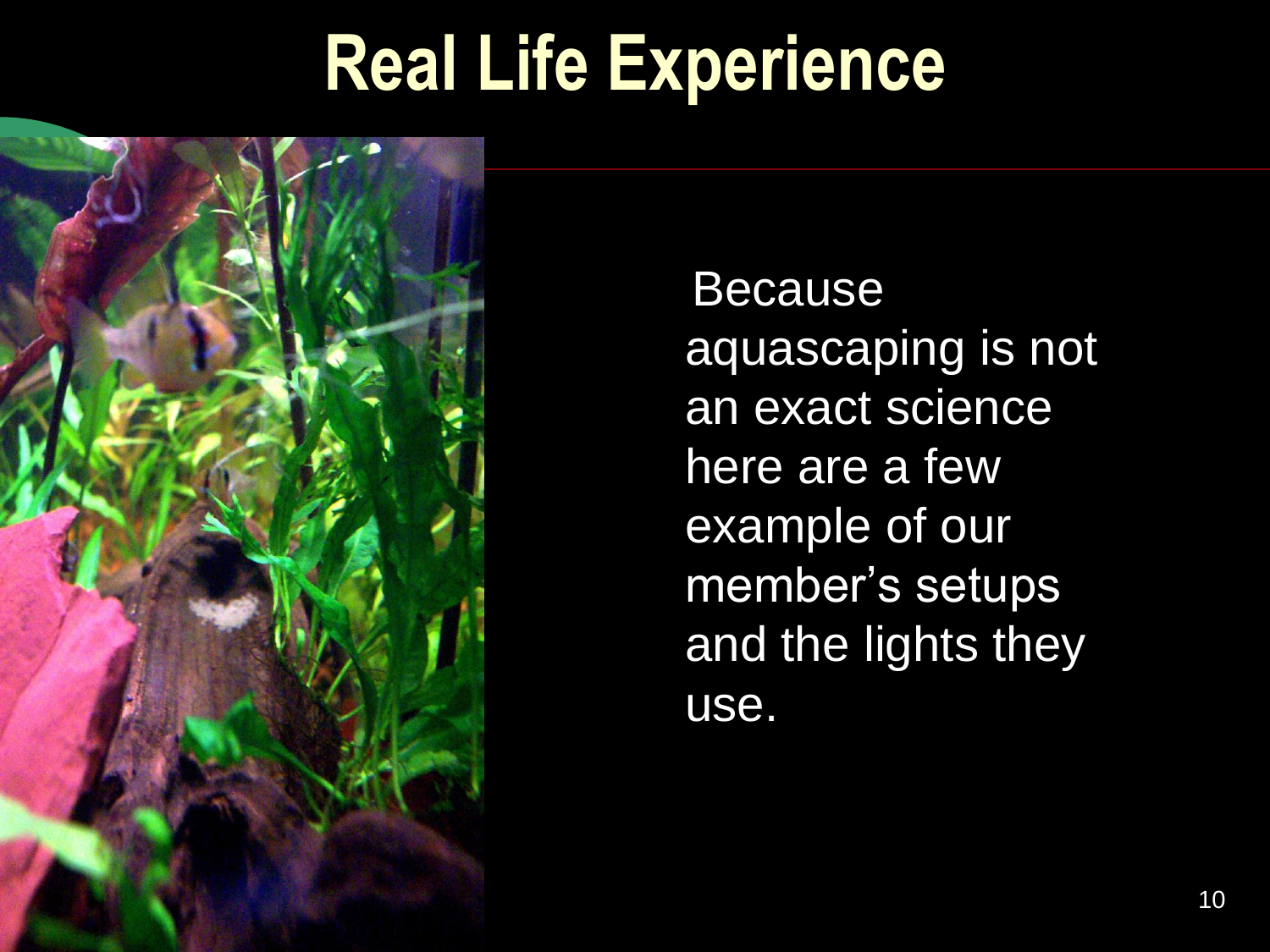# Real Life Experience

Because aquascaping is not an exact science here are a few example of our member's setups and the lights they use.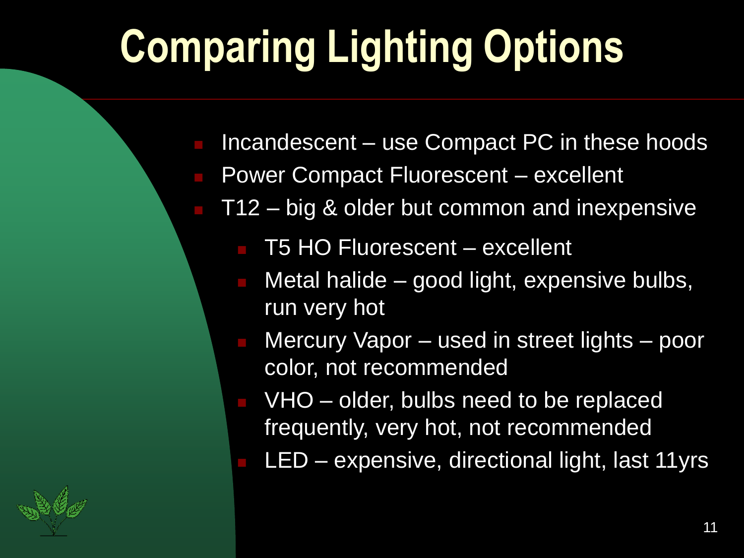# Comparing Lighting Options

- Incandescent – use Compact PC in these hoods
- Power Compact Fluorescent – excellent
- T12 – big & older but common and inexpensive
  - T5 HO Fluorescent – excellent
  - Metal halide – good light, expensive bulbs, run very hot
  - Mercury Vapor – used in street lights – poor color, not recommended
  - VHO – older, bulbs need to be replaced frequently, very hot, not recommended
  - LED – expensive, directional light, last 11yrs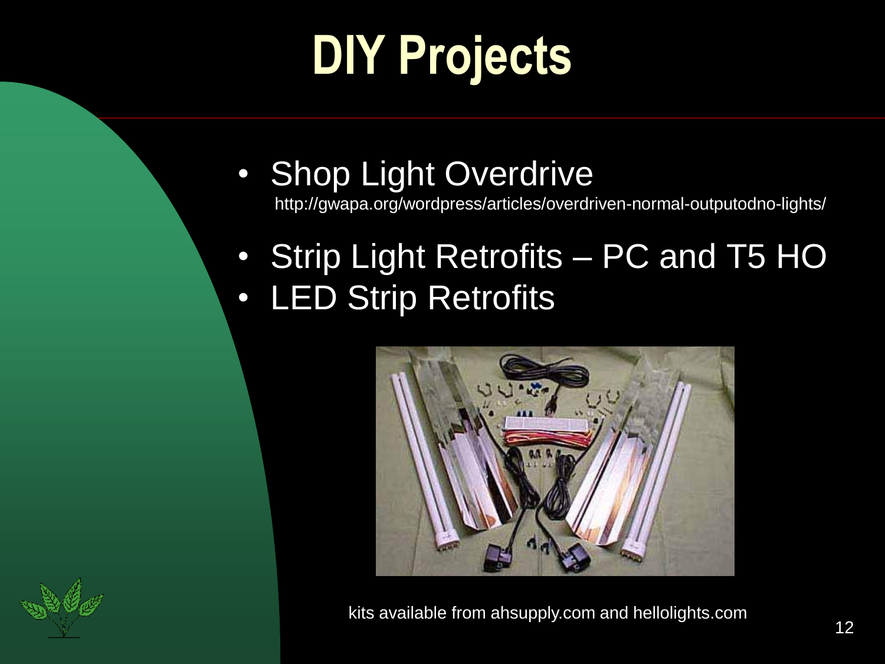# DIY Projects

- Shop Light Overdrive
  http://gwapa.org/wordpress/articles/overdriven-normal-outputodno-lights/
- Strip Light Retrofits – PC and T5 HO
- LED Strip Retrofits

kits available from ahsupply.com and hellolights.com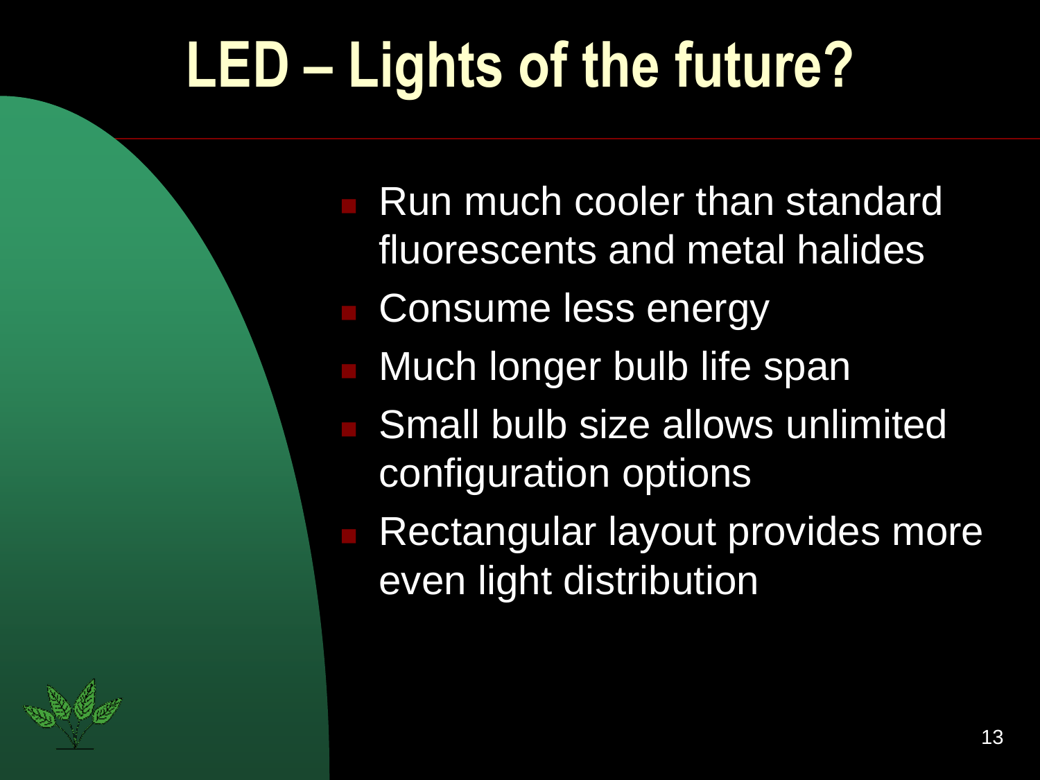# LED – Lights of the future?

- Run much cooler than standard fluorescents and metal halides
- Consume less energy
- Much longer bulb life span
- Small bulb size allows unlimited configuration options
- Rectangular layout provides more even light distribution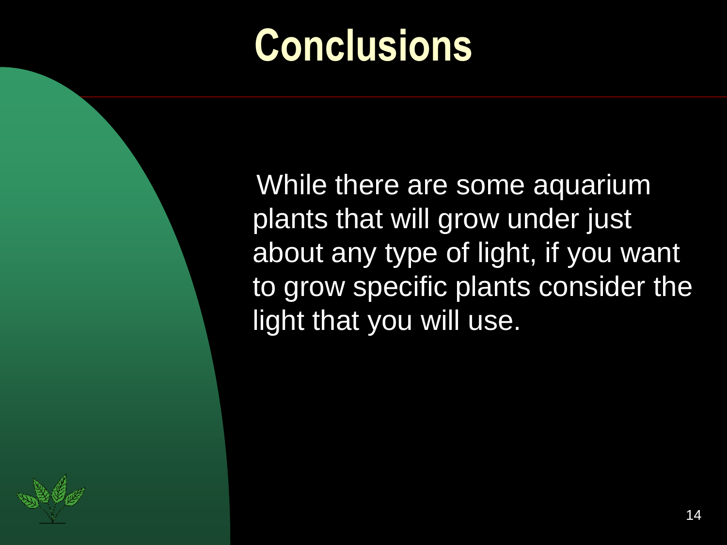# Conclusions

While there are some aquarium plants that will grow under just about any type of light, if you want to grow specific plants consider the light that you will use.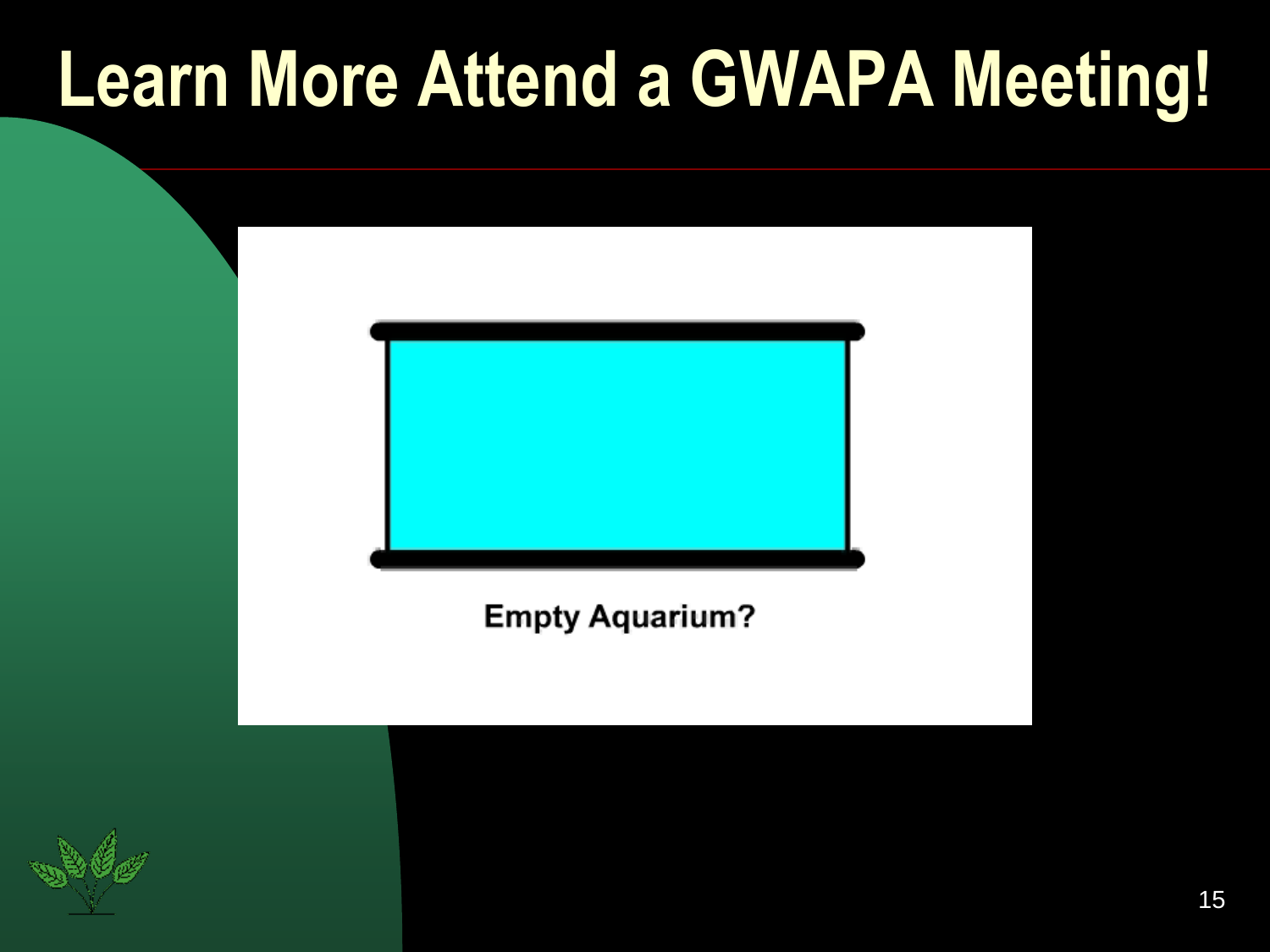# Learn More Attend a GWAPA Meeting!

Empty Aquarium?